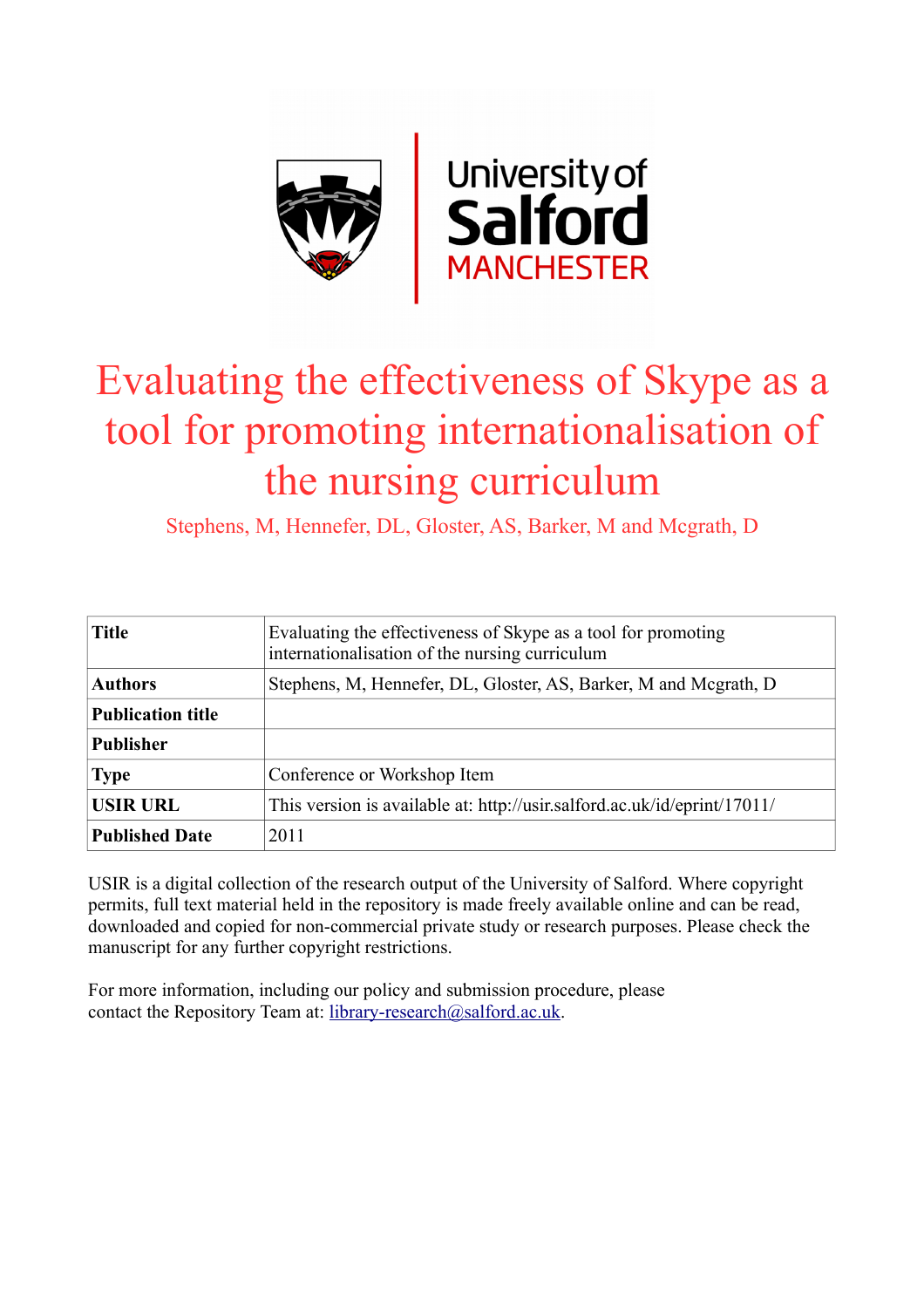# Evaluating the effectiveness of Skype as a tool for promoting internationalisation of the nursing curriculum

Stephens, M, Hennefer, DL, Gloster, AS, Barker, M and Mcgrath, D

| **Title** | Evaluating the effectiveness of Skype as a tool for promoting internationalisation of the nursing curriculum |
|---|---|
| **Authors** | Stephens, M, Hennefer, DL, Gloster, AS, Barker, M and Mcgrath, D |
| **Publication title** | |
| **Publisher** | |
| **Type** | Conference or Workshop Item |
| **USIR URL** | This version is available at: http://usir.salford.ac.uk/id/eprint/17011/ |
| **Published Date** | 2011 |

USIR is a digital collection of the research output of the University of Salford. Where copyright permits, full text material held in the repository is made freely available online and can be read, downloaded and copied for non-commercial private study or research purposes. Please check the manuscript for any further copyright restrictions.

For more information, including our policy and submission procedure, please contact the Repository Team at: library-research@salford.ac.uk.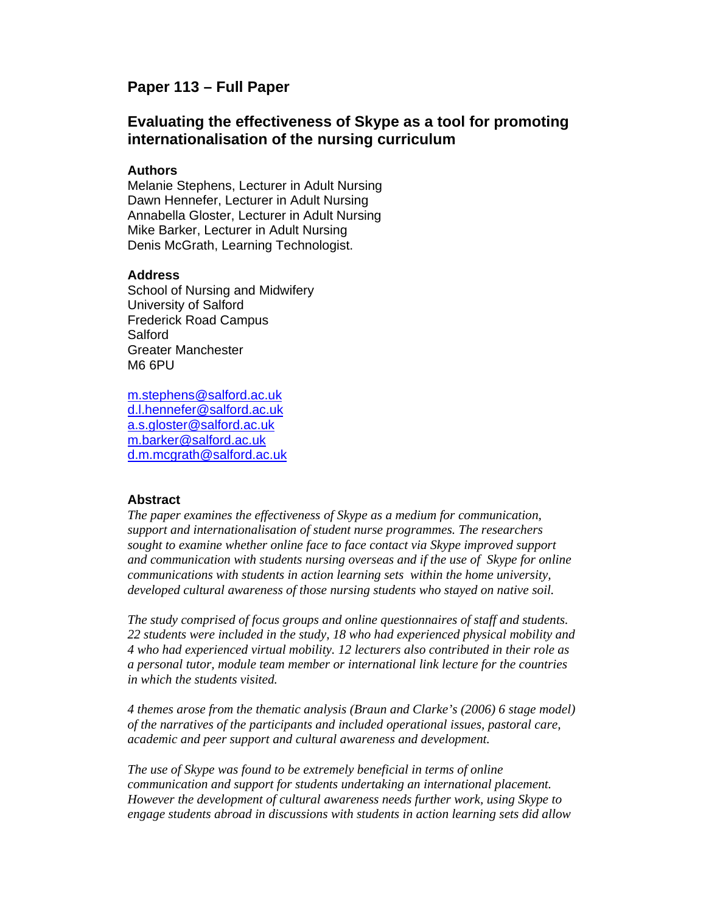## Paper 113 – Full Paper

## Evaluating the effectiveness of Skype as a tool for promoting internationalisation of the nursing curriculum

### Authors

Melanie Stephens, Lecturer in Adult Nursing
Dawn Hennefer, Lecturer in Adult Nursing
Annabella Gloster, Lecturer in Adult Nursing
Mike Barker, Lecturer in Adult Nursing
Denis McGrath, Learning Technologist.

### Address

School of Nursing and Midwifery
University of Salford
Frederick Road Campus
Salford
Greater Manchester
M6 6PU

m.stephens@salford.ac.uk
d.l.hennefer@salford.ac.uk
a.s.gloster@salford.ac.uk
m.barker@salford.ac.uk
d.m.mcgrath@salford.ac.uk

### Abstract

*The paper examines the effectiveness of Skype as a medium for communication, support and internationalisation of student nurse programmes. The researchers sought to examine whether online face to face contact via Skype improved support and communication with students nursing overseas and if the use of Skype for online communications with students in action learning sets within the home university, developed cultural awareness of those nursing students who stayed on native soil.*

*The study comprised of focus groups and online questionnaires of staff and students. 22 students were included in the study, 18 who had experienced physical mobility and 4 who had experienced virtual mobility. 12 lecturers also contributed in their role as a personal tutor, module team member or international link lecture for the countries in which the students visited.*

*4 themes arose from the thematic analysis (Braun and Clarke's (2006) 6 stage model) of the narratives of the participants and included operational issues, pastoral care, academic and peer support and cultural awareness and development.*

*The use of Skype was found to be extremely beneficial in terms of online communication and support for students undertaking an international placement. However the development of cultural awareness needs further work, using Skype to engage students abroad in discussions with students in action learning sets did allow*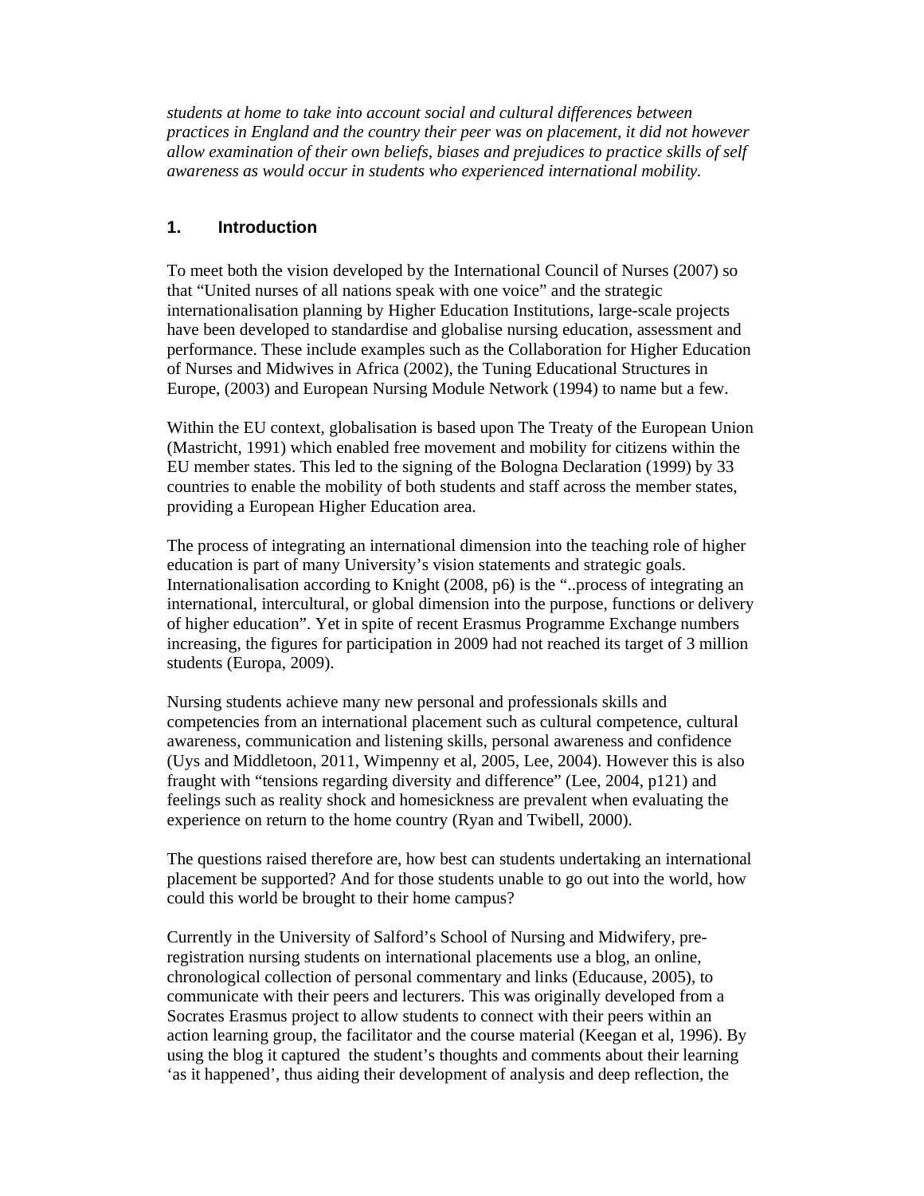*students at home to take into account social and cultural differences between practices in England and the country their peer was on placement, it did not however allow examination of their own beliefs, biases and prejudices to practice skills of self awareness as would occur in students who experienced international mobility.*

## 1. Introduction

To meet both the vision developed by the International Council of Nurses (2007) so that "United nurses of all nations speak with one voice" and the strategic internationalisation planning by Higher Education Institutions, large-scale projects have been developed to standardise and globalise nursing education, assessment and performance. These include examples such as the Collaboration for Higher Education of Nurses and Midwives in Africa (2002), the Tuning Educational Structures in Europe, (2003) and European Nursing Module Network (1994) to name but a few.

Within the EU context, globalisation is based upon The Treaty of the European Union (Mastricht, 1991) which enabled free movement and mobility for citizens within the EU member states. This led to the signing of the Bologna Declaration (1999) by 33 countries to enable the mobility of both students and staff across the member states, providing a European Higher Education area.

The process of integrating an international dimension into the teaching role of higher education is part of many University's vision statements and strategic goals. Internationalisation according to Knight (2008, p6) is the "..process of integrating an international, intercultural, or global dimension into the purpose, functions or delivery of higher education". Yet in spite of recent Erasmus Programme Exchange numbers increasing, the figures for participation in 2009 had not reached its target of 3 million students (Europa, 2009).

Nursing students achieve many new personal and professionals skills and competencies from an international placement such as cultural competence, cultural awareness, communication and listening skills, personal awareness and confidence (Uys and Middletoon, 2011, Wimpenny et al, 2005, Lee, 2004). However this is also fraught with "tensions regarding diversity and difference" (Lee, 2004, p121) and feelings such as reality shock and homesickness are prevalent when evaluating the experience on return to the home country (Ryan and Twibell, 2000).

The questions raised therefore are, how best can students undertaking an international placement be supported? And for those students unable to go out into the world, how could this world be brought to their home campus?

Currently in the University of Salford's School of Nursing and Midwifery, pre-registration nursing students on international placements use a blog, an online, chronological collection of personal commentary and links (Educause, 2005), to communicate with their peers and lecturers. This was originally developed from a Socrates Erasmus project to allow students to connect with their peers within an action learning group, the facilitator and the course material (Keegan et al, 1996). By using the blog it captured the student's thoughts and comments about their learning 'as it happened', thus aiding their development of analysis and deep reflection, the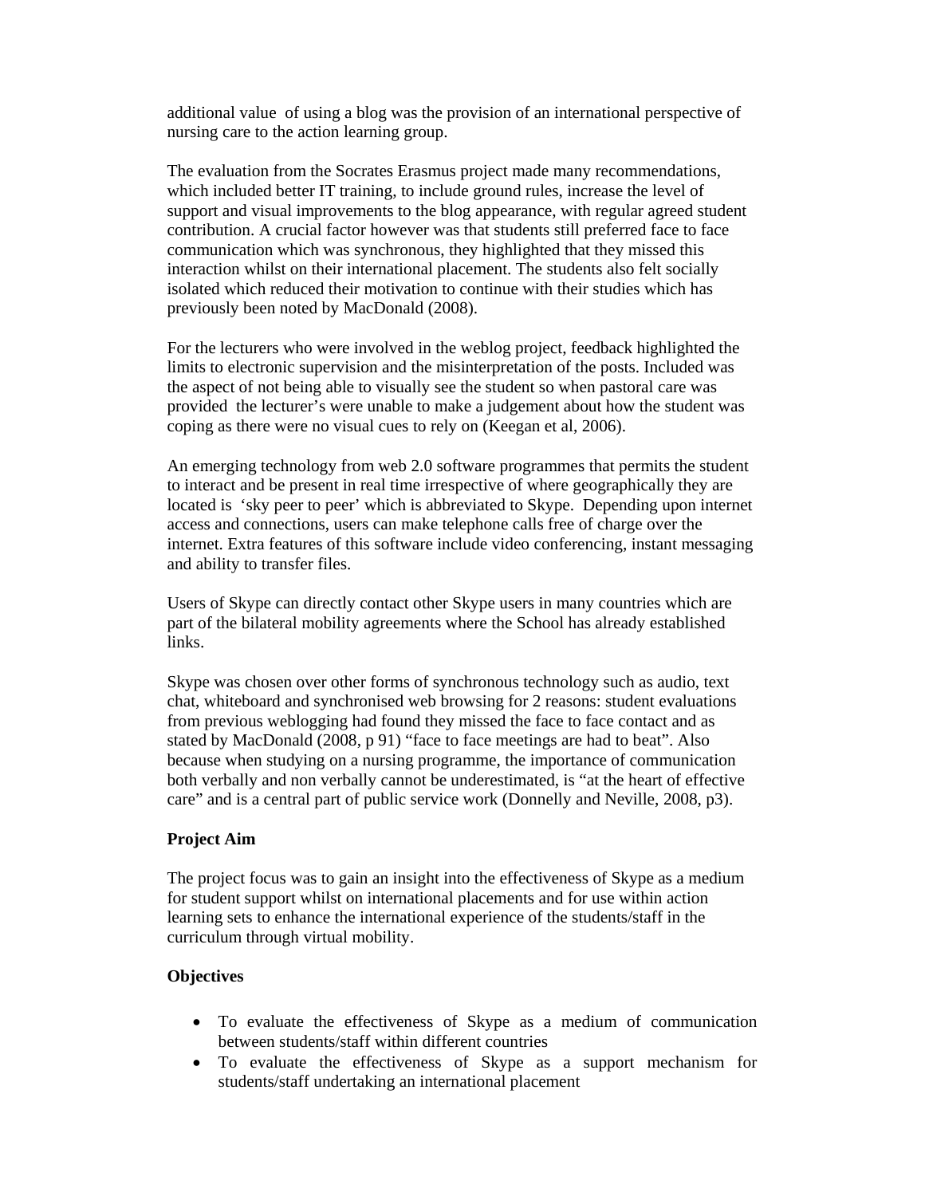additional value of using a blog was the provision of an international perspective of nursing care to the action learning group.

The evaluation from the Socrates Erasmus project made many recommendations, which included better IT training, to include ground rules, increase the level of support and visual improvements to the blog appearance, with regular agreed student contribution. A crucial factor however was that students still preferred face to face communication which was synchronous, they highlighted that they missed this interaction whilst on their international placement. The students also felt socially isolated which reduced their motivation to continue with their studies which has previously been noted by MacDonald (2008).

For the lecturers who were involved in the weblog project, feedback highlighted the limits to electronic supervision and the misinterpretation of the posts. Included was the aspect of not being able to visually see the student so when pastoral care was provided the lecturer's were unable to make a judgement about how the student was coping as there were no visual cues to rely on (Keegan et al, 2006).

An emerging technology from web 2.0 software programmes that permits the student to interact and be present in real time irrespective of where geographically they are located is 'sky peer to peer' which is abbreviated to Skype. Depending upon internet access and connections, users can make telephone calls free of charge over the internet. Extra features of this software include video conferencing, instant messaging and ability to transfer files.

Users of Skype can directly contact other Skype users in many countries which are part of the bilateral mobility agreements where the School has already established links.

Skype was chosen over other forms of synchronous technology such as audio, text chat, whiteboard and synchronised web browsing for 2 reasons: student evaluations from previous weblogging had found they missed the face to face contact and as stated by MacDonald (2008, p 91) "face to face meetings are had to beat". Also because when studying on a nursing programme, the importance of communication both verbally and non verbally cannot be underestimated, is "at the heart of effective care" and is a central part of public service work (Donnelly and Neville, 2008, p3).

**Project Aim**

The project focus was to gain an insight into the effectiveness of Skype as a medium for student support whilst on international placements and for use within action learning sets to enhance the international experience of the students/staff in the curriculum through virtual mobility.

**Objectives**

- To evaluate the effectiveness of Skype as a medium of communication between students/staff within different countries
- To evaluate the effectiveness of Skype as a support mechanism for students/staff undertaking an international placement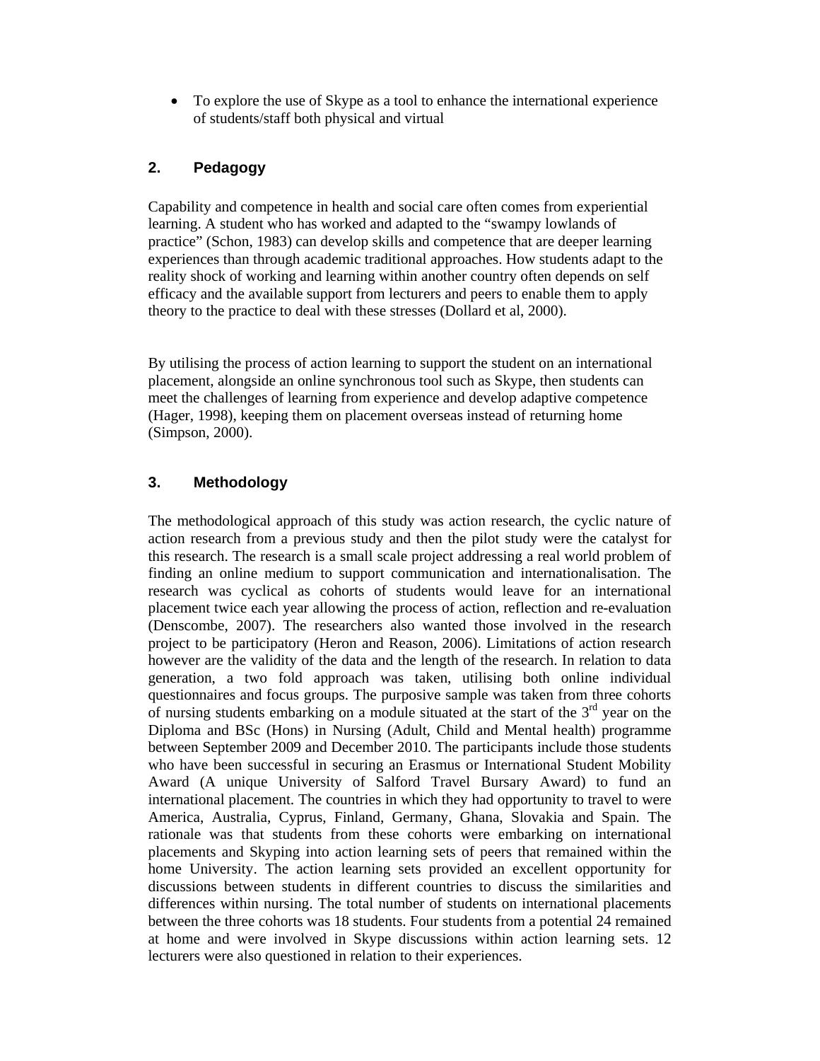- To explore the use of Skype as a tool to enhance the international experience of students/staff both physical and virtual

## 2. Pedagogy

Capability and competence in health and social care often comes from experiential learning. A student who has worked and adapted to the "swampy lowlands of practice" (Schon, 1983) can develop skills and competence that are deeper learning experiences than through academic traditional approaches. How students adapt to the reality shock of working and learning within another country often depends on self efficacy and the available support from lecturers and peers to enable them to apply theory to the practice to deal with these stresses (Dollard et al, 2000).

By utilising the process of action learning to support the student on an international placement, alongside an online synchronous tool such as Skype, then students can meet the challenges of learning from experience and develop adaptive competence (Hager, 1998), keeping them on placement overseas instead of returning home (Simpson, 2000).

## 3. Methodology

The methodological approach of this study was action research, the cyclic nature of action research from a previous study and then the pilot study were the catalyst for this research. The research is a small scale project addressing a real world problem of finding an online medium to support communication and internationalisation. The research was cyclical as cohorts of students would leave for an international placement twice each year allowing the process of action, reflection and re-evaluation (Denscombe, 2007). The researchers also wanted those involved in the research project to be participatory (Heron and Reason, 2006). Limitations of action research however are the validity of the data and the length of the research. In relation to data generation, a two fold approach was taken, utilising both online individual questionnaires and focus groups. The purposive sample was taken from three cohorts of nursing students embarking on a module situated at the start of the 3rd year on the Diploma and BSc (Hons) in Nursing (Adult, Child and Mental health) programme between September 2009 and December 2010. The participants include those students who have been successful in securing an Erasmus or International Student Mobility Award (A unique University of Salford Travel Bursary Award) to fund an international placement. The countries in which they had opportunity to travel to were America, Australia, Cyprus, Finland, Germany, Ghana, Slovakia and Spain. The rationale was that students from these cohorts were embarking on international placements and Skyping into action learning sets of peers that remained within the home University. The action learning sets provided an excellent opportunity for discussions between students in different countries to discuss the similarities and differences within nursing. The total number of students on international placements between the three cohorts was 18 students. Four students from a potential 24 remained at home and were involved in Skype discussions within action learning sets. 12 lecturers were also questioned in relation to their experiences.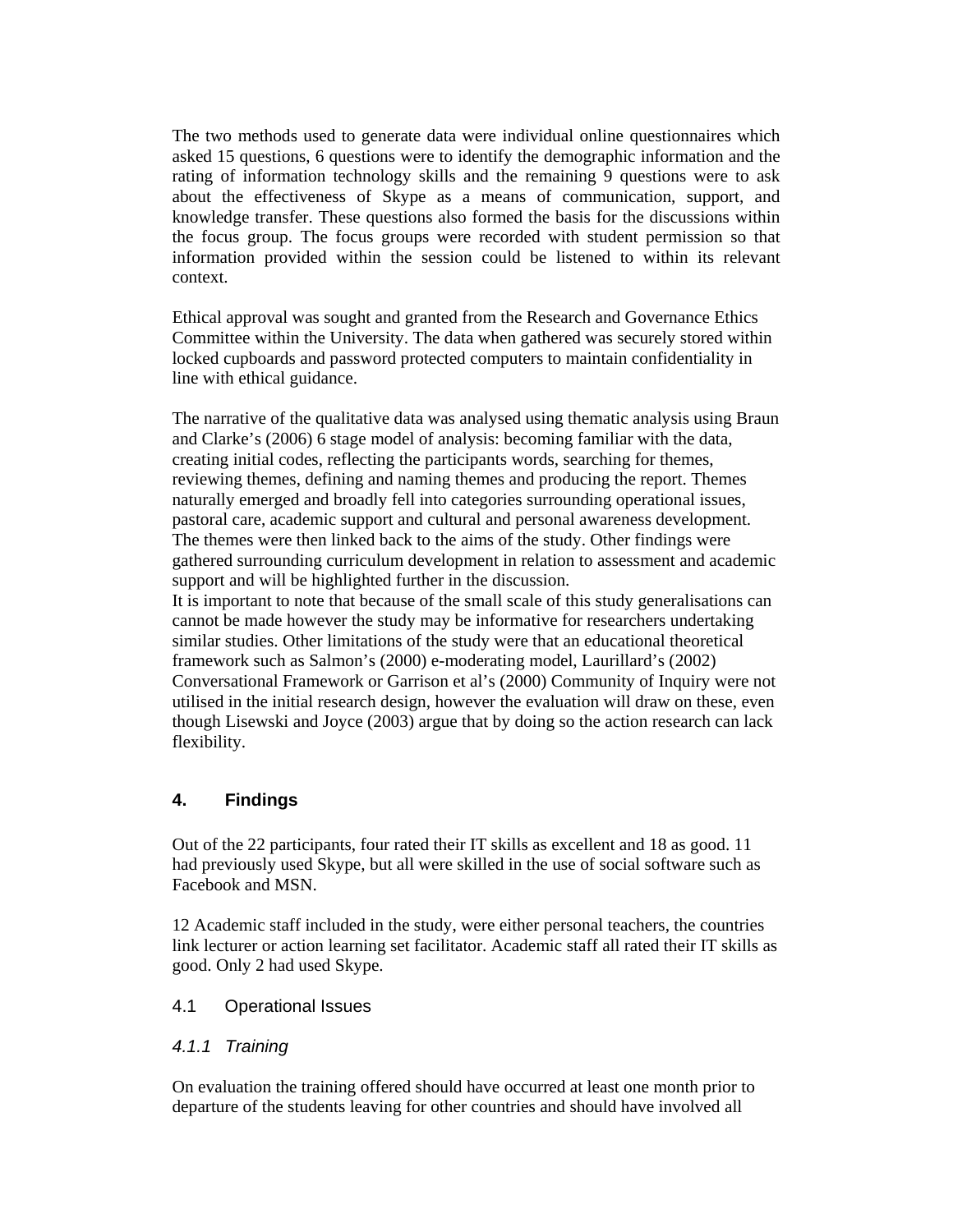The two methods used to generate data were individual online questionnaires which asked 15 questions, 6 questions were to identify the demographic information and the rating of information technology skills and the remaining 9 questions were to ask about the effectiveness of Skype as a means of communication, support, and knowledge transfer. These questions also formed the basis for the discussions within the focus group. The focus groups were recorded with student permission so that information provided within the session could be listened to within its relevant context.

Ethical approval was sought and granted from the Research and Governance Ethics Committee within the University. The data when gathered was securely stored within locked cupboards and password protected computers to maintain confidentiality in line with ethical guidance.

The narrative of the qualitative data was analysed using thematic analysis using Braun and Clarke's (2006) 6 stage model of analysis: becoming familiar with the data, creating initial codes, reflecting the participants words, searching for themes, reviewing themes, defining and naming themes and producing the report. Themes naturally emerged and broadly fell into categories surrounding operational issues, pastoral care, academic support and cultural and personal awareness development. The themes were then linked back to the aims of the study. Other findings were gathered surrounding curriculum development in relation to assessment and academic support and will be highlighted further in the discussion.
It is important to note that because of the small scale of this study generalisations can cannot be made however the study may be informative for researchers undertaking similar studies. Other limitations of the study were that an educational theoretical framework such as Salmon's (2000) e-moderating model, Laurillard's (2002) Conversational Framework or Garrison et al's (2000) Community of Inquiry were not utilised in the initial research design, however the evaluation will draw on these, even though Lisewski and Joyce (2003) argue that by doing so the action research can lack flexibility.

## 4. Findings

Out of the 22 participants, four rated their IT skills as excellent and 18 as good. 11 had previously used Skype, but all were skilled in the use of social software such as Facebook and MSN.

12 Academic staff included in the study, were either personal teachers, the countries link lecturer or action learning set facilitator. Academic staff all rated their IT skills as good. Only 2 had used Skype.

### 4.1 Operational Issues

#### *4.1.1 Training*

On evaluation the training offered should have occurred at least one month prior to departure of the students leaving for other countries and should have involved all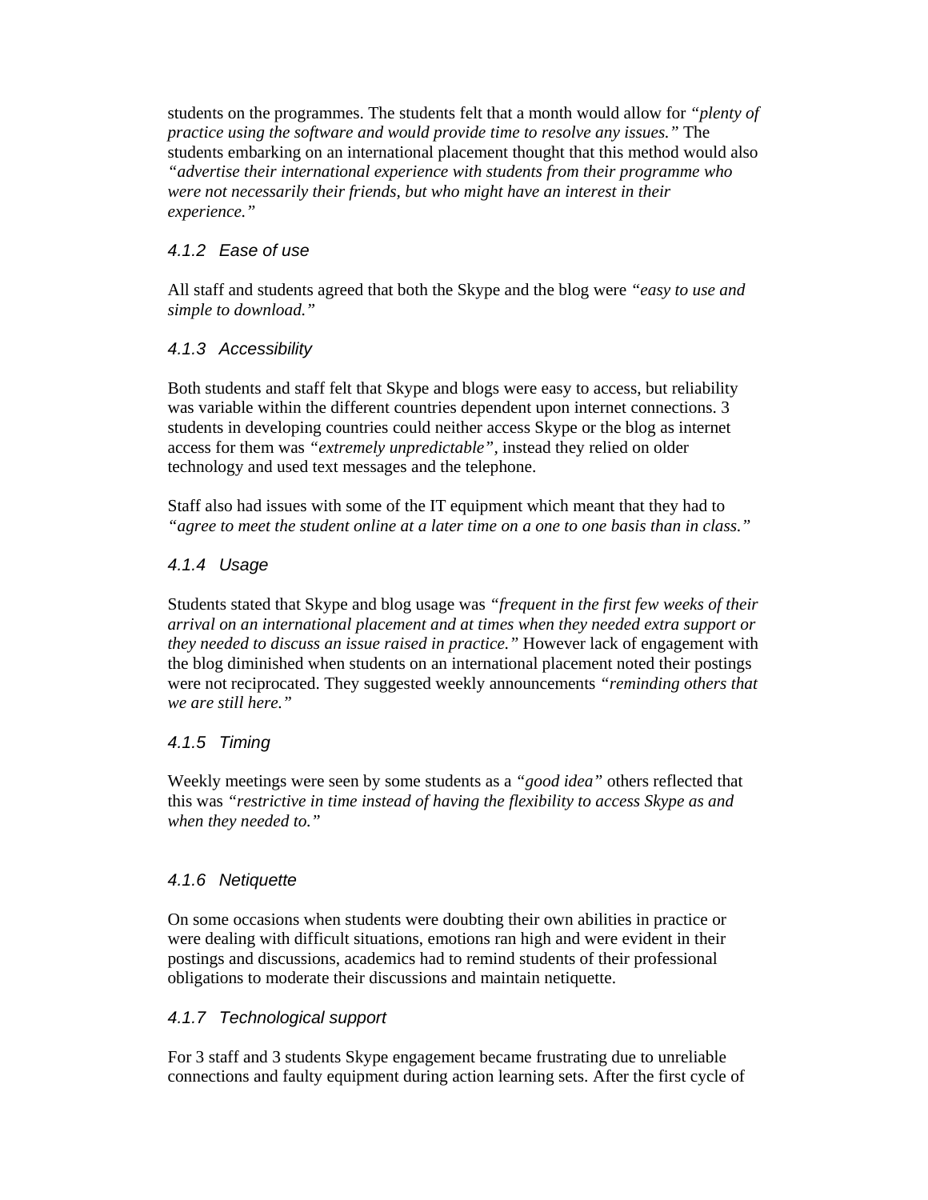students on the programmes. The students felt that a month would allow for *"plenty of practice using the software and would provide time to resolve any issues."* The students embarking on an international placement thought that this method would also *"advertise their international experience with students from their programme who were not necessarily their friends, but who might have an interest in their experience."*

#### *4.1.2 Ease of use*

All staff and students agreed that both the Skype and the blog were *"easy to use and simple to download."*

#### *4.1.3 Accessibility*

Both students and staff felt that Skype and blogs were easy to access, but reliability was variable within the different countries dependent upon internet connections. 3 students in developing countries could neither access Skype or the blog as internet access for them was *"extremely unpredictable"*, instead they relied on older technology and used text messages and the telephone.

Staff also had issues with some of the IT equipment which meant that they had to *"agree to meet the student online at a later time on a one to one basis than in class."*

#### *4.1.4 Usage*

Students stated that Skype and blog usage was *"frequent in the first few weeks of their arrival on an international placement and at times when they needed extra support or they needed to discuss an issue raised in practice."* However lack of engagement with the blog diminished when students on an international placement noted their postings were not reciprocated. They suggested weekly announcements *"reminding others that we are still here."*

#### *4.1.5 Timing*

Weekly meetings were seen by some students as a *"good idea"* others reflected that this was *"restrictive in time instead of having the flexibility to access Skype as and when they needed to."*

#### *4.1.6 Netiquette*

On some occasions when students were doubting their own abilities in practice or were dealing with difficult situations, emotions ran high and were evident in their postings and discussions, academics had to remind students of their professional obligations to moderate their discussions and maintain netiquette.

#### *4.1.7 Technological support*

For 3 staff and 3 students Skype engagement became frustrating due to unreliable connections and faulty equipment during action learning sets. After the first cycle of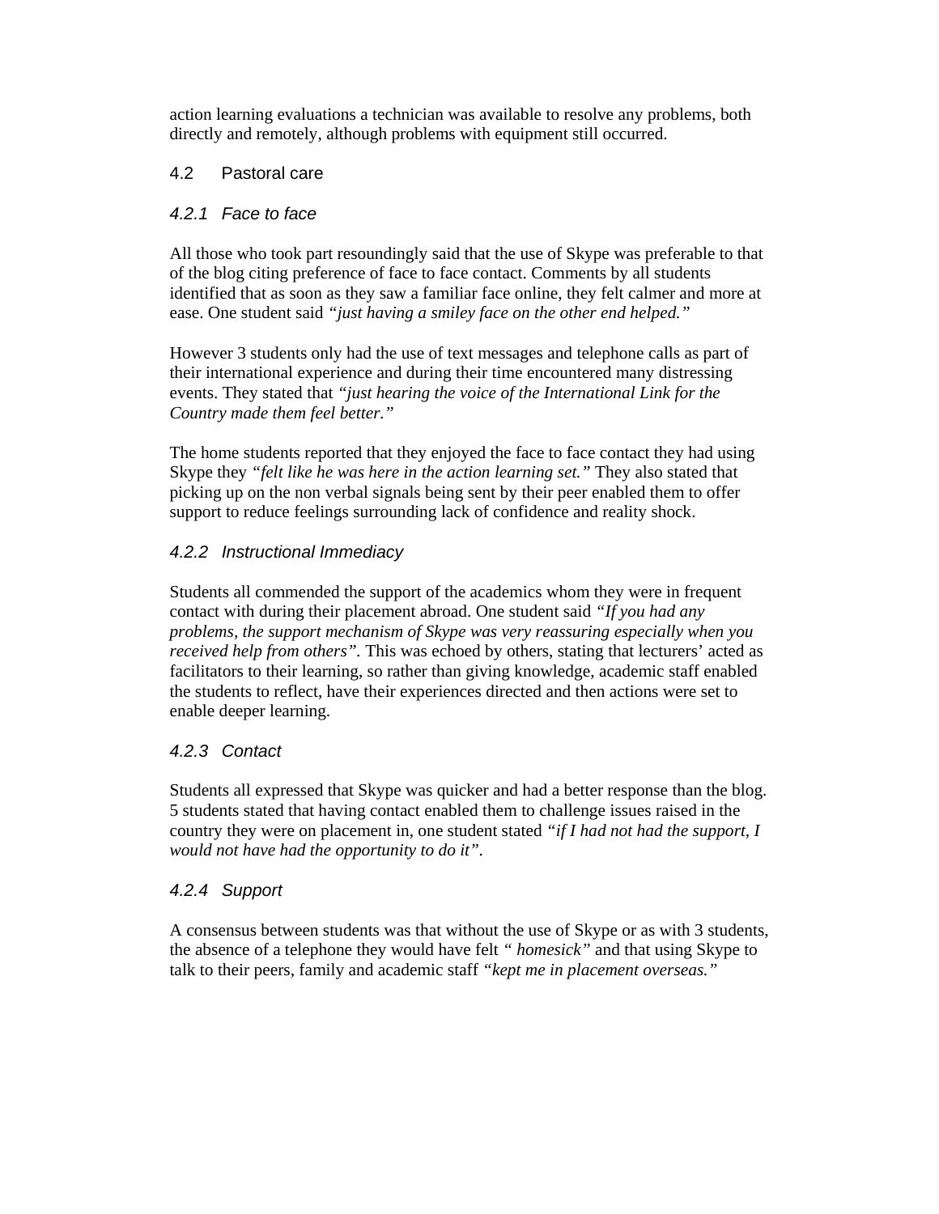action learning evaluations a technician was available to resolve any problems, both directly and remotely, although problems with equipment still occurred.

## 4.2 Pastoral care

### *4.2.1 Face to face*

All those who took part resoundingly said that the use of Skype was preferable to that of the blog citing preference of face to face contact. Comments by all students identified that as soon as they saw a familiar face online, they felt calmer and more at ease. One student said *"just having a smiley face on the other end helped."*

However 3 students only had the use of text messages and telephone calls as part of their international experience and during their time encountered many distressing events. They stated that *"just hearing the voice of the International Link for the Country made them feel better."*

The home students reported that they enjoyed the face to face contact they had using Skype they *"felt like he was here in the action learning set."* They also stated that picking up on the non verbal signals being sent by their peer enabled them to offer support to reduce feelings surrounding lack of confidence and reality shock.

### *4.2.2 Instructional Immediacy*

Students all commended the support of the academics whom they were in frequent contact with during their placement abroad. One student said *"If you had any problems, the support mechanism of Skype was very reassuring especially when you received help from others"*. This was echoed by others, stating that lecturers' acted as facilitators to their learning, so rather than giving knowledge, academic staff enabled the students to reflect, have their experiences directed and then actions were set to enable deeper learning.

### *4.2.3 Contact*

Students all expressed that Skype was quicker and had a better response than the blog. 5 students stated that having contact enabled them to challenge issues raised in the country they were on placement in, one student stated *"if I had not had the support, I would not have had the opportunity to do it"*.

### *4.2.4 Support*

A consensus between students was that without the use of Skype or as with 3 students, the absence of a telephone they would have felt *" homesick"* and that using Skype to talk to their peers, family and academic staff *"kept me in placement overseas."*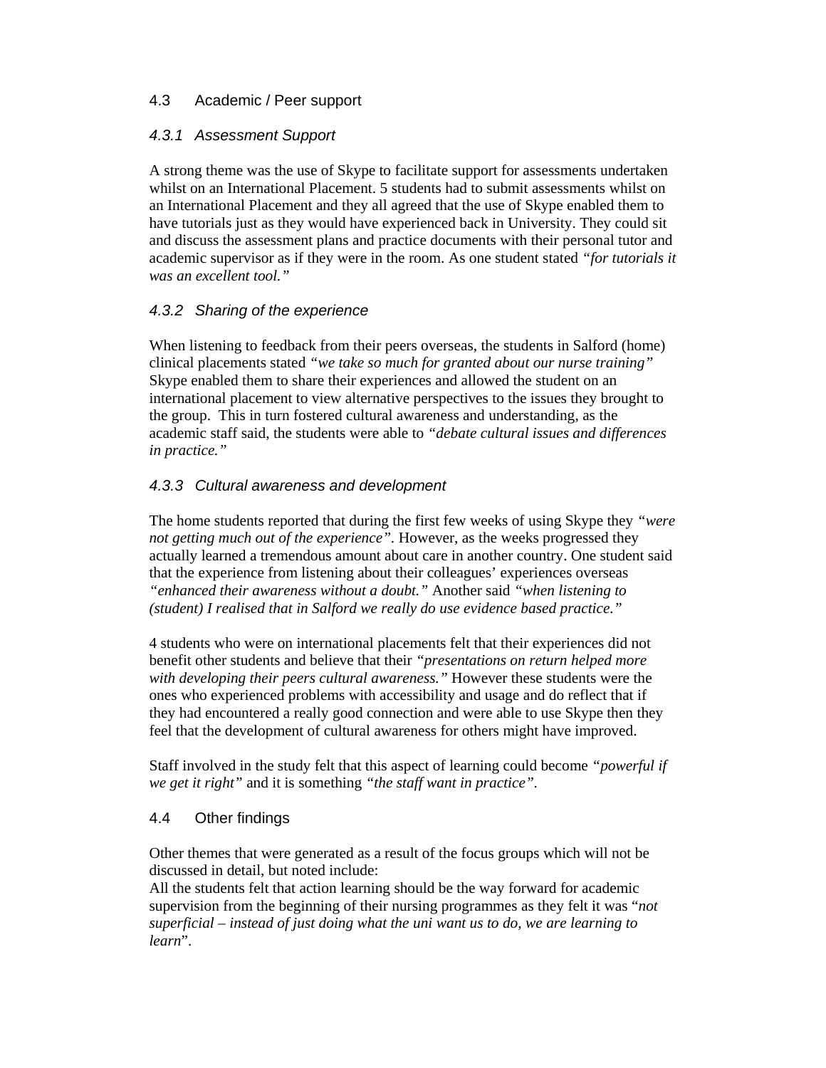## 4.3 Academic / Peer support

### *4.3.1 Assessment Support*

A strong theme was the use of Skype to facilitate support for assessments undertaken whilst on an International Placement. 5 students had to submit assessments whilst on an International Placement and they all agreed that the use of Skype enabled them to have tutorials just as they would have experienced back in University. They could sit and discuss the assessment plans and practice documents with their personal tutor and academic supervisor as if they were in the room. As one student stated *"for tutorials it was an excellent tool."*

### *4.3.2 Sharing of the experience*

When listening to feedback from their peers overseas, the students in Salford (home) clinical placements stated *"we take so much for granted about our nurse training"* Skype enabled them to share their experiences and allowed the student on an international placement to view alternative perspectives to the issues they brought to the group. This in turn fostered cultural awareness and understanding, as the academic staff said, the students were able to *"debate cultural issues and differences in practice."*

### *4.3.3 Cultural awareness and development*

The home students reported that during the first few weeks of using Skype they *"were not getting much out of the experience"*. However, as the weeks progressed they actually learned a tremendous amount about care in another country. One student said that the experience from listening about their colleagues' experiences overseas *"enhanced their awareness without a doubt."* Another said *"when listening to (student) I realised that in Salford we really do use evidence based practice."*

4 students who were on international placements felt that their experiences did not benefit other students and believe that their *"presentations on return helped more with developing their peers cultural awareness."* However these students were the ones who experienced problems with accessibility and usage and do reflect that if they had encountered a really good connection and were able to use Skype then they feel that the development of cultural awareness for others might have improved.

Staff involved in the study felt that this aspect of learning could become *"powerful if we get it right"* and it is something *"the staff want in practice"*.

## 4.4 Other findings

Other themes that were generated as a result of the focus groups which will not be discussed in detail, but noted include:
All the students felt that action learning should be the way forward for academic supervision from the beginning of their nursing programmes as they felt it was "*not superficial – instead of just doing what the uni want us to do, we are learning to learn*".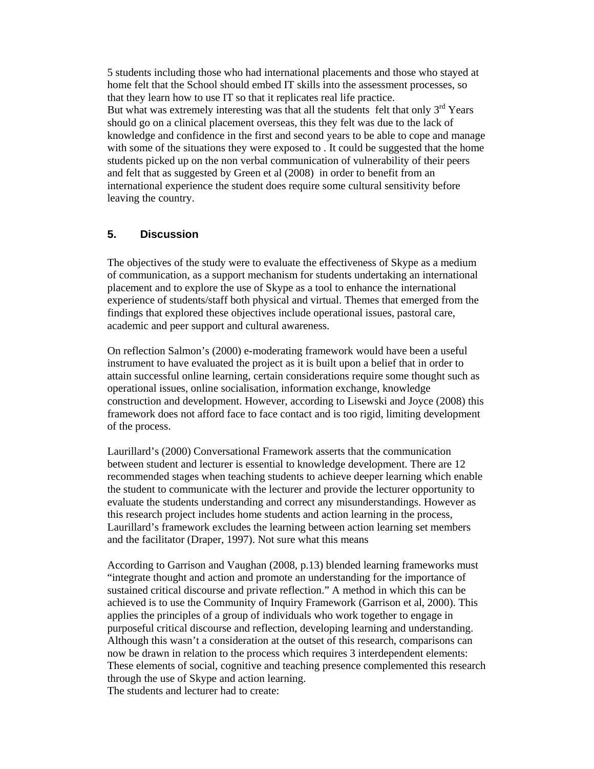5 students including those who had international placements and those who stayed at home felt that the School should embed IT skills into the assessment processes, so that they learn how to use IT so that it replicates real life practice.
But what was extremely interesting was that all the students  felt that only 3rd Years should go on a clinical placement overseas, this they felt was due to the lack of knowledge and confidence in the first and second years to be able to cope and manage with some of the situations they were exposed to . It could be suggested that the home students picked up on the non verbal communication of vulnerability of their peers and felt that as suggested by Green et al (2008)  in order to benefit from an international experience the student does require some cultural sensitivity before leaving the country.

## 5. Discussion

The objectives of the study were to evaluate the effectiveness of Skype as a medium of communication, as a support mechanism for students undertaking an international placement and to explore the use of Skype as a tool to enhance the international experience of students/staff both physical and virtual. Themes that emerged from the findings that explored these objectives include operational issues, pastoral care, academic and peer support and cultural awareness.

On reflection Salmon's (2000) e-moderating framework would have been a useful instrument to have evaluated the project as it is built upon a belief that in order to attain successful online learning, certain considerations require some thought such as operational issues, online socialisation, information exchange, knowledge construction and development. However, according to Lisewski and Joyce (2008) this framework does not afford face to face contact and is too rigid, limiting development of the process.

Laurillard's (2000) Conversational Framework asserts that the communication between student and lecturer is essential to knowledge development. There are 12 recommended stages when teaching students to achieve deeper learning which enable the student to communicate with the lecturer and provide the lecturer opportunity to evaluate the students understanding and correct any misunderstandings. However as this research project includes home students and action learning in the process, Laurillard's framework excludes the learning between action learning set members and the facilitator (Draper, 1997). Not sure what this means

According to Garrison and Vaughan (2008, p.13) blended learning frameworks must "integrate thought and action and promote an understanding for the importance of sustained critical discourse and private reflection." A method in which this can be achieved is to use the Community of Inquiry Framework (Garrison et al, 2000). This applies the principles of a group of individuals who work together to engage in purposeful critical discourse and reflection, developing learning and understanding. Although this wasn't a consideration at the outset of this research, comparisons can now be drawn in relation to the process which requires 3 interdependent elements: These elements of social, cognitive and teaching presence complemented this research through the use of Skype and action learning.
The students and lecturer had to create: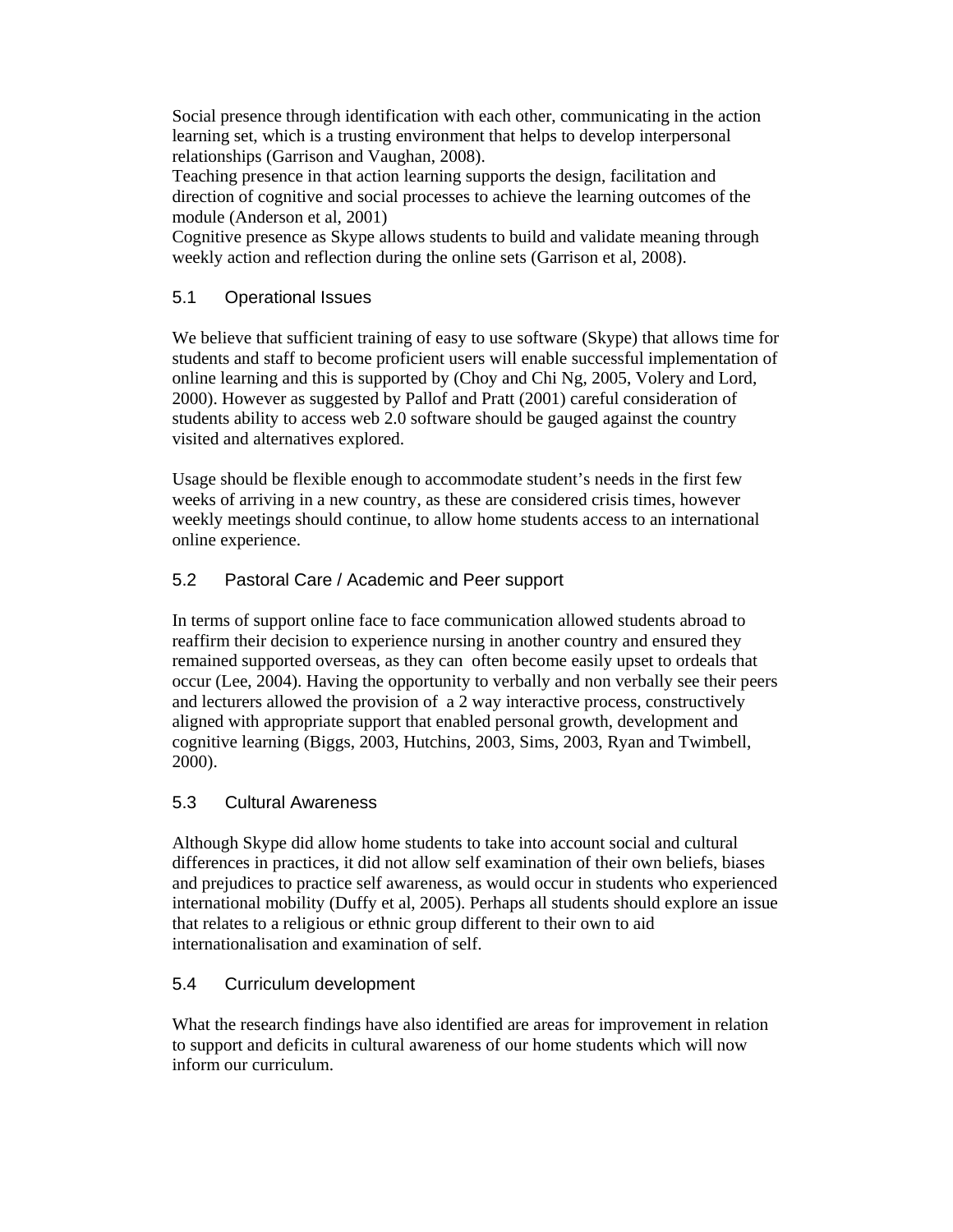Social presence through identification with each other, communicating in the action learning set, which is a trusting environment that helps to develop interpersonal relationships (Garrison and Vaughan, 2008).
Teaching presence in that action learning supports the design, facilitation and direction of cognitive and social processes to achieve the learning outcomes of the module (Anderson et al, 2001)
Cognitive presence as Skype allows students to build and validate meaning through weekly action and reflection during the online sets (Garrison et al, 2008).

## 5.1 Operational Issues

We believe that sufficient training of easy to use software (Skype) that allows time for students and staff to become proficient users will enable successful implementation of online learning and this is supported by (Choy and Chi Ng, 2005, Volery and Lord, 2000). However as suggested by Pallof and Pratt (2001) careful consideration of students ability to access web 2.0 software should be gauged against the country visited and alternatives explored.

Usage should be flexible enough to accommodate student's needs in the first few weeks of arriving in a new country, as these are considered crisis times, however weekly meetings should continue, to allow home students access to an international online experience.

## 5.2 Pastoral Care / Academic and Peer support

In terms of support online face to face communication allowed students abroad to reaffirm their decision to experience nursing in another country and ensured they remained supported overseas, as they can often become easily upset to ordeals that occur (Lee, 2004). Having the opportunity to verbally and non verbally see their peers and lecturers allowed the provision of a 2 way interactive process, constructively aligned with appropriate support that enabled personal growth, development and cognitive learning (Biggs, 2003, Hutchins, 2003, Sims, 2003, Ryan and Twimbell, 2000).

## 5.3 Cultural Awareness

Although Skype did allow home students to take into account social and cultural differences in practices, it did not allow self examination of their own beliefs, biases and prejudices to practice self awareness, as would occur in students who experienced international mobility (Duffy et al, 2005). Perhaps all students should explore an issue that relates to a religious or ethnic group different to their own to aid internationalisation and examination of self.

## 5.4 Curriculum development

What the research findings have also identified are areas for improvement in relation to support and deficits in cultural awareness of our home students which will now inform our curriculum.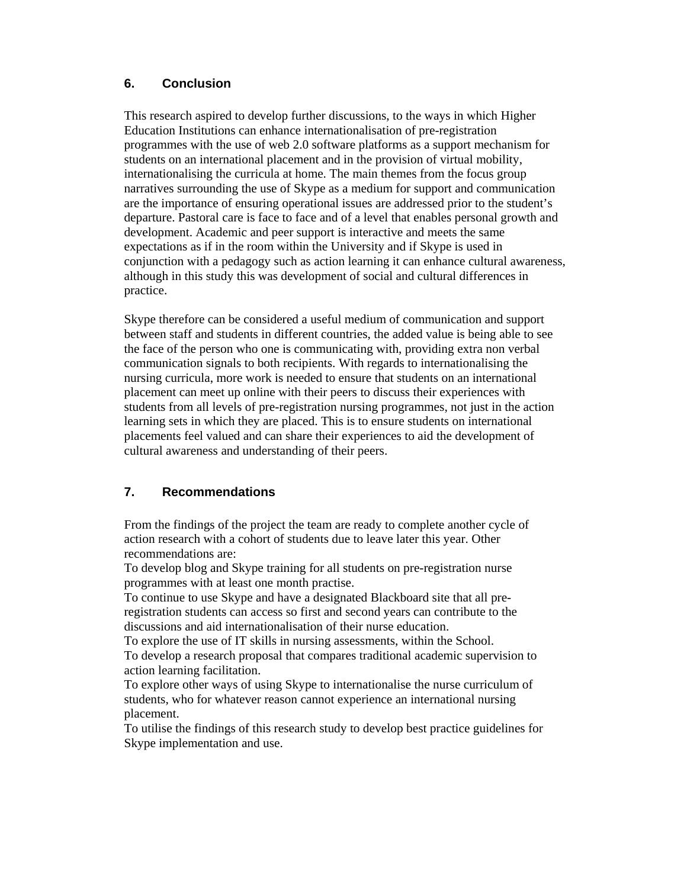## 6. Conclusion

This research aspired to develop further discussions, to the ways in which Higher Education Institutions can enhance internationalisation of pre-registration programmes with the use of web 2.0 software platforms as a support mechanism for students on an international placement and in the provision of virtual mobility, internationalising the curricula at home. The main themes from the focus group narratives surrounding the use of Skype as a medium for support and communication are the importance of ensuring operational issues are addressed prior to the student's departure. Pastoral care is face to face and of a level that enables personal growth and development. Academic and peer support is interactive and meets the same expectations as if in the room within the University and if Skype is used in conjunction with a pedagogy such as action learning it can enhance cultural awareness, although in this study this was development of social and cultural differences in practice.

Skype therefore can be considered a useful medium of communication and support between staff and students in different countries, the added value is being able to see the face of the person who one is communicating with, providing extra non verbal communication signals to both recipients. With regards to internationalising the nursing curricula, more work is needed to ensure that students on an international placement can meet up online with their peers to discuss their experiences with students from all levels of pre-registration nursing programmes, not just in the action learning sets in which they are placed. This is to ensure students on international placements feel valued and can share their experiences to aid the development of cultural awareness and understanding of their peers.

## 7. Recommendations

From the findings of the project the team are ready to complete another cycle of action research with a cohort of students due to leave later this year. Other recommendations are:

To develop blog and Skype training for all students on pre-registration nurse programmes with at least one month practise.

To continue to use Skype and have a designated Blackboard site that all pre-registration students can access so first and second years can contribute to the discussions and aid internationalisation of their nurse education.

To explore the use of IT skills in nursing assessments, within the School.

To develop a research proposal that compares traditional academic supervision to action learning facilitation.

To explore other ways of using Skype to internationalise the nurse curriculum of students, who for whatever reason cannot experience an international nursing placement.

To utilise the findings of this research study to develop best practice guidelines for Skype implementation and use.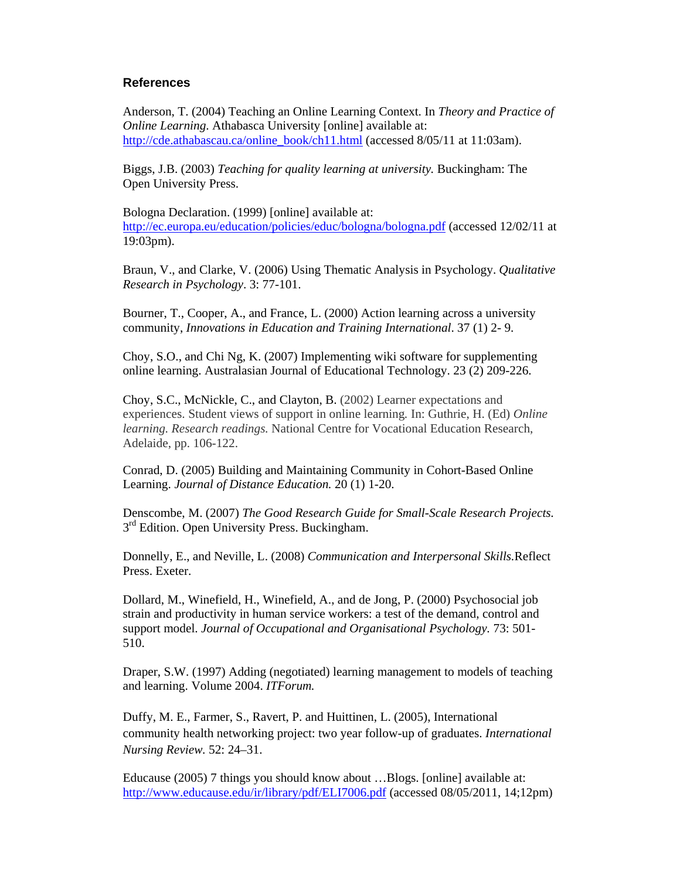## References

Anderson, T. (2004) Teaching an Online Learning Context. In *Theory and Practice of Online Learning.* Athabasca University [online] available at: http://cde.athabascau.ca/online_book/ch11.html (accessed 8/05/11 at 11:03am).

Biggs, J.B. (2003) *Teaching for quality learning at university.* Buckingham: The Open University Press.

Bologna Declaration. (1999) [online] available at: http://ec.europa.eu/education/policies/educ/bologna/bologna.pdf (accessed 12/02/11 at 19:03pm).

Braun, V., and Clarke, V. (2006) Using Thematic Analysis in Psychology. *Qualitative Research in Psychology*. 3: 77-101.

Bourner, T., Cooper, A., and France, L. (2000) Action learning across a university community, *Innovations in Education and Training International*. 37 (1) 2- 9.

Choy, S.O., and Chi Ng, K. (2007) Implementing wiki software for supplementing online learning. Australasian Journal of Educational Technology. 23 (2) 209-226.

Choy, S.C., McNickle, C., and Clayton, B. (2002) Learner expectations and experiences. Student views of support in online learning*.* In: Guthrie, H. (Ed) *Online learning. Research readings.* National Centre for Vocational Education Research, Adelaide, pp. 106-122.

Conrad, D. (2005) Building and Maintaining Community in Cohort-Based Online Learning. *Journal of Distance Education.* 20 (1) 1-20.

Denscombe, M. (2007) *The Good Research Guide for Small-Scale Research Projects.* 3rd Edition. Open University Press. Buckingham.

Donnelly, E., and Neville, L. (2008) *Communication and Interpersonal Skills.*Reflect Press. Exeter.

Dollard, M., Winefield, H., Winefield, A., and de Jong, P. (2000) Psychosocial job strain and productivity in human service workers: a test of the demand, control and support model. *Journal of Occupational and Organisational Psychology.* 73: 501-510.

Draper, S.W. (1997) Adding (negotiated) learning management to models of teaching and learning. Volume 2004. *ITForum.*

Duffy, M. E., Farmer, S., Ravert, P. and Huittinen, L. (2005), International community health networking project: two year follow-up of graduates. *International Nursing Review.* 52: 24–31.

Educause (2005) 7 things you should know about …Blogs. [online] available at: http://www.educause.edu/ir/library/pdf/ELI7006.pdf (accessed 08/05/2011, 14;12pm)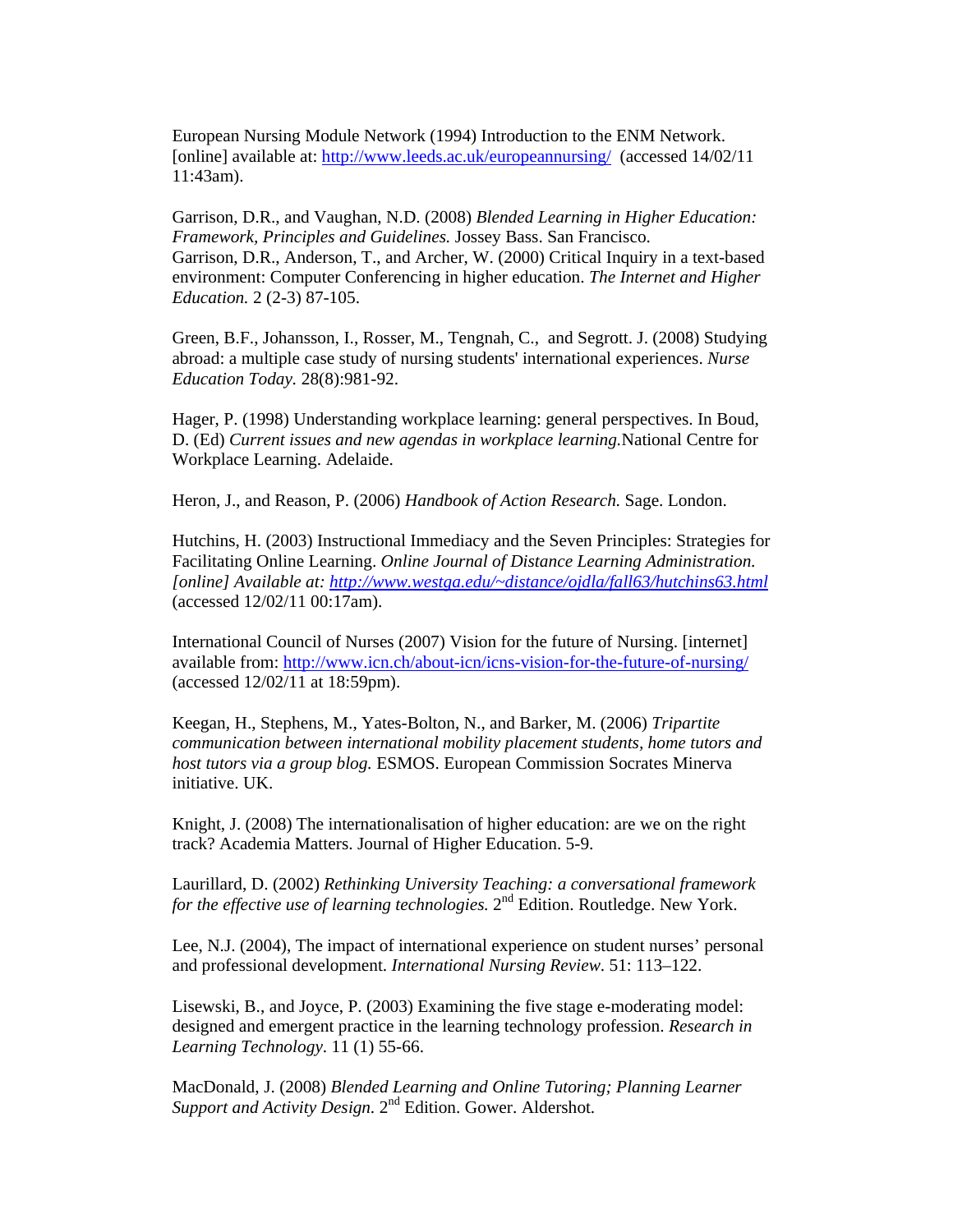European Nursing Module Network (1994) Introduction to the ENM Network. [online] available at: http://www.leeds.ac.uk/europeannursing/ (accessed 14/02/11 11:43am).

Garrison, D.R., and Vaughan, N.D. (2008) *Blended Learning in Higher Education: Framework, Principles and Guidelines.* Jossey Bass. San Francisco.
Garrison, D.R., Anderson, T., and Archer, W. (2000) Critical Inquiry in a text-based environment: Computer Conferencing in higher education. *The Internet and Higher Education.* 2 (2-3) 87-105.

Green, B.F., Johansson, I., Rosser, M., Tengnah, C., and Segrott. J. (2008) Studying abroad: a multiple case study of nursing students' international experiences. *Nurse Education Today.* 28(8):981-92.

Hager, P. (1998) Understanding workplace learning: general perspectives. In Boud, D. (Ed) *Current issues and new agendas in workplace learning.*National Centre for Workplace Learning. Adelaide.

Heron, J., and Reason, P. (2006) *Handbook of Action Research.* Sage. London.

Hutchins, H. (2003) Instructional Immediacy and the Seven Principles: Strategies for Facilitating Online Learning. *Online Journal of Distance Learning Administration. [online] Available at: http://www.westga.edu/~distance/ojdla/fall63/hutchins63.html* (accessed 12/02/11 00:17am).

International Council of Nurses (2007) Vision for the future of Nursing. [internet] available from: http://www.icn.ch/about-icn/icns-vision-for-the-future-of-nursing/ (accessed 12/02/11 at 18:59pm).

Keegan, H., Stephens, M., Yates-Bolton, N., and Barker, M. (2006) *Tripartite communication between international mobility placement students, home tutors and host tutors via a group blog.* ESMOS. European Commission Socrates Minerva initiative. UK.

Knight, J. (2008) The internationalisation of higher education: are we on the right track? Academia Matters. Journal of Higher Education. 5-9.

Laurillard, D. (2002) *Rethinking University Teaching: a conversational framework for the effective use of learning technologies.* 2nd Edition. Routledge. New York.

Lee, N.J. (2004), The impact of international experience on student nurses' personal and professional development. *International Nursing Review*. 51: 113–122.

Lisewski, B., and Joyce, P. (2003) Examining the five stage e-moderating model: designed and emergent practice in the learning technology profession. *Research in Learning Technology*. 11 (1) 55-66.

MacDonald, J. (2008) *Blended Learning and Online Tutoring; Planning Learner Support and Activity Design.* 2nd Edition. Gower. Aldershot.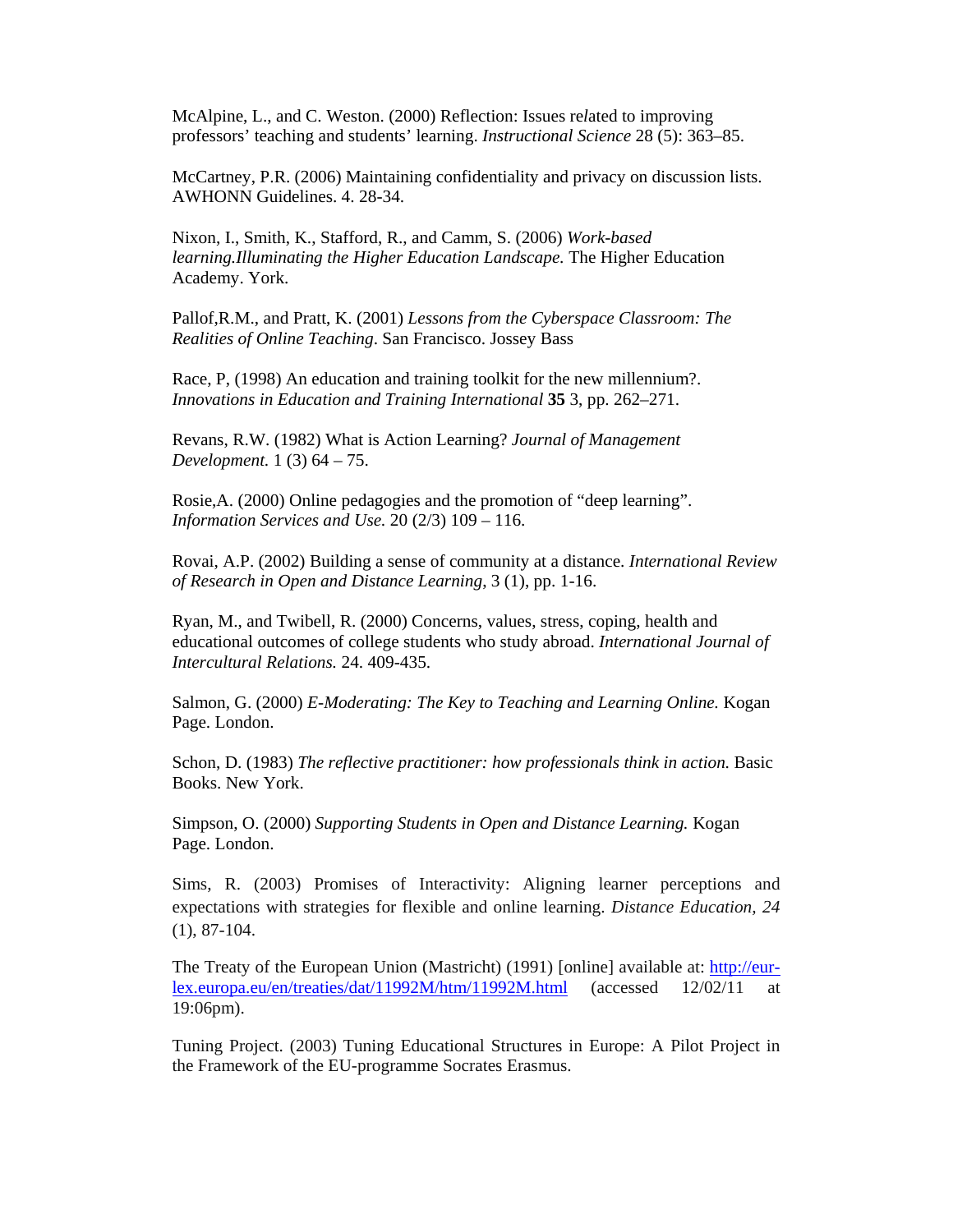McAlpine, L., and C. Weston. (2000) Reflection: Issues related to improving professors' teaching and students' learning. *Instructional Science* 28 (5): 363–85.

McCartney, P.R. (2006) Maintaining confidentiality and privacy on discussion lists. AWHONN Guidelines. 4. 28-34.

Nixon, I., Smith, K., Stafford, R., and Camm, S. (2006) *Work-based learning.Illuminating the Higher Education Landscape.* The Higher Education Academy. York.

Pallof,R.M., and Pratt, K. (2001) *Lessons from the Cyberspace Classroom: The Realities of Online Teaching*. San Francisco. Jossey Bass

Race, P, (1998) An education and training toolkit for the new millennium?. *Innovations in Education and Training International* **35** 3, pp. 262–271.

Revans, R.W. (1982) What is Action Learning? *Journal of Management Development.* 1 (3) 64 – 75.

Rosie,A. (2000) Online pedagogies and the promotion of "deep learning". *Information Services and Use.* 20 (2/3) 109 – 116.

Rovai, A.P. (2002) Building a sense of community at a distance. *International Review of Research in Open and Distance Learning,* 3 (1), pp. 1-16.

Ryan, M., and Twibell, R. (2000) Concerns, values, stress, coping, health and educational outcomes of college students who study abroad. *International Journal of Intercultural Relations.* 24. 409-435.

Salmon, G. (2000) *E-Moderating: The Key to Teaching and Learning Online.* Kogan Page. London.

Schon, D. (1983) *The reflective practitioner: how professionals think in action.* Basic Books. New York.

Simpson, O. (2000) *Supporting Students in Open and Distance Learning.* Kogan Page. London.

Sims, R. (2003) Promises of Interactivity: Aligning learner perceptions and expectations with strategies for flexible and online learning. *Distance Education, 24* (1), 87-104.

The Treaty of the European Union (Mastricht) (1991) [online] available at: http://eur-lex.europa.eu/en/treaties/dat/11992M/htm/11992M.html (accessed 12/02/11 at 19:06pm).

Tuning Project. (2003) Tuning Educational Structures in Europe: A Pilot Project in the Framework of the EU-programme Socrates Erasmus.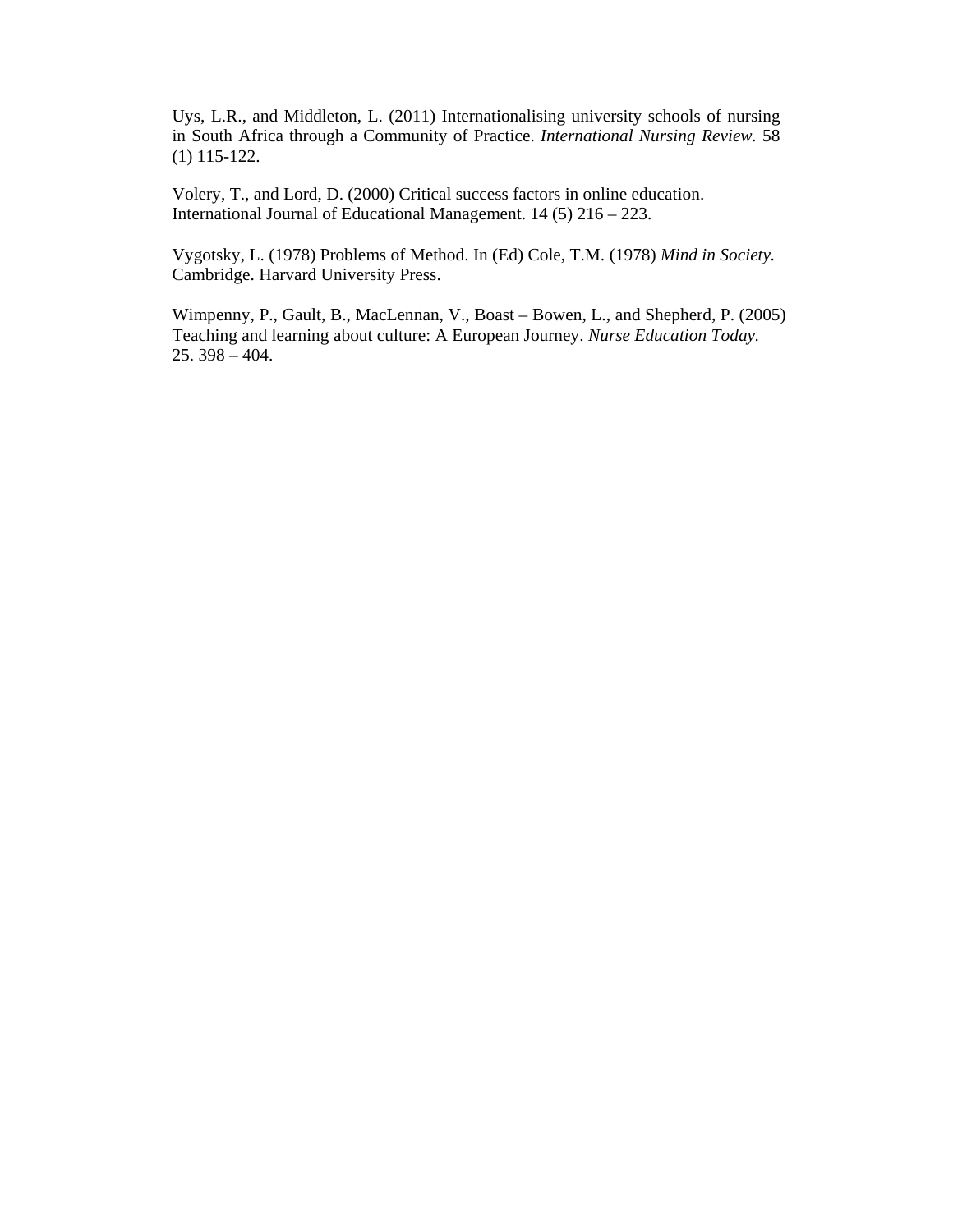Uys, L.R., and Middleton, L. (2011) Internationalising university schools of nursing in South Africa through a Community of Practice. *International Nursing Review.* 58 (1) 115-122.

Volery, T., and Lord, D. (2000) Critical success factors in online education. International Journal of Educational Management. 14 (5) 216 – 223.

Vygotsky, L. (1978) Problems of Method. In (Ed) Cole, T.M. (1978) *Mind in Society.* Cambridge. Harvard University Press.

Wimpenny, P., Gault, B., MacLennan, V., Boast – Bowen, L., and Shepherd, P. (2005) Teaching and learning about culture: A European Journey. *Nurse Education Today.* 25. 398 – 404.